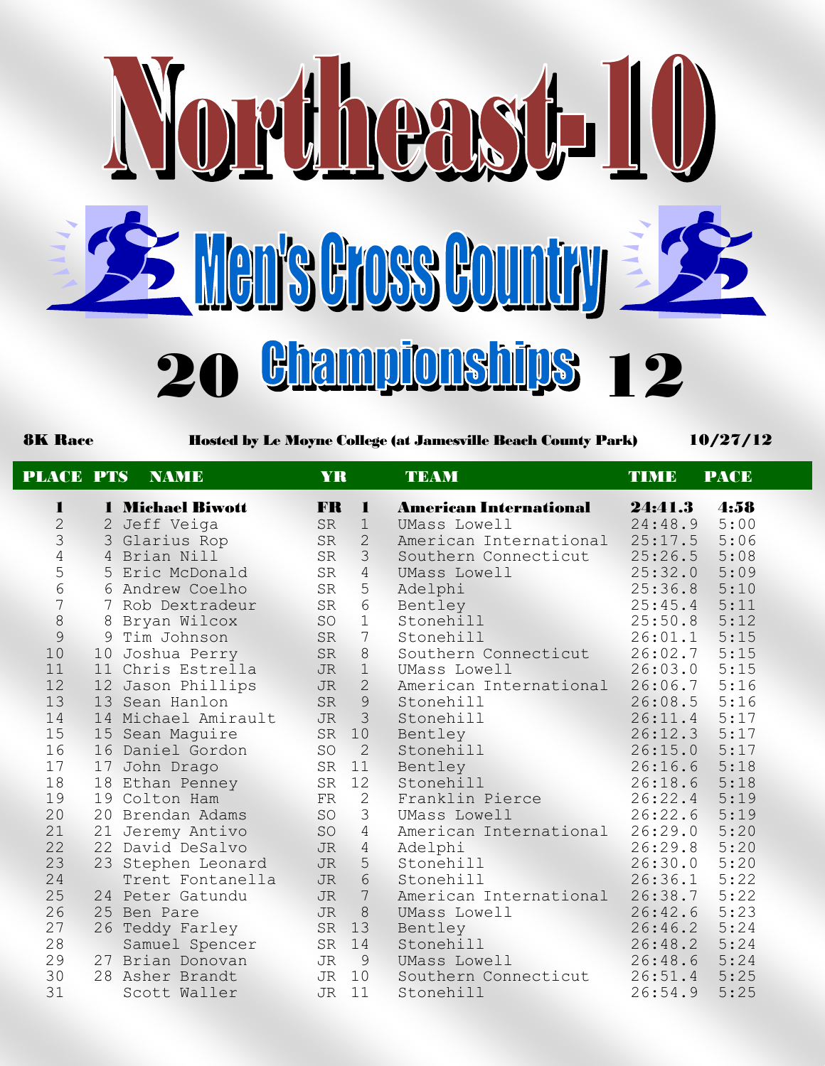# Northeast-10

## Men's Cross Country

## 20 Championships 12

**8K Race** **Hosted by Le Moyne College (at Jamesville Beach County Park)** **10/27/12**

| PLACE | PTS | NAME | YR | | TEAM | TIME | PACE |
|---|---|---|---|---|---|---|---|
| **1** | **1** | **Michael Biwott** | **FR** | **1** | **American International** | **24:41.3** | **4:58** |
| 2 | 2 | Jeff Veiga | SR | 1 | UMass Lowell | 24:48.9 | 5:00 |
| 3 | 3 | Glarius Rop | SR | 2 | American International | 25:17.5 | 5:06 |
| 4 | 4 | Brian Nill | SR | 3 | Southern Connecticut | 25:26.5 | 5:08 |
| 5 | 5 | Eric McDonald | SR | 4 | UMass Lowell | 25:32.0 | 5:09 |
| 6 | 6 | Andrew Coelho | SR | 5 | Adelphi | 25:36.8 | 5:10 |
| 7 | 7 | Rob Dextradeur | SR | 6 | Bentley | 25:45.4 | 5:11 |
| 8 | 8 | Bryan Wilcox | SO | 1 | Stonehill | 25:50.8 | 5:12 |
| 9 | 9 | Tim Johnson | SR | 7 | Stonehill | 26:01.1 | 5:15 |
| 10 | 10 | Joshua Perry | SR | 8 | Southern Connecticut | 26:02.7 | 5:15 |
| 11 | 11 | Chris Estrella | JR | 1 | UMass Lowell | 26:03.0 | 5:15 |
| 12 | 12 | Jason Phillips | JR | 2 | American International | 26:06.7 | 5:16 |
| 13 | 13 | Sean Hanlon | SR | 9 | Stonehill | 26:08.5 | 5:16 |
| 14 | 14 | Michael Amirault | JR | 3 | Stonehill | 26:11.4 | 5:17 |
| 15 | 15 | Sean Maguire | SR | 10 | Bentley | 26:12.3 | 5:17 |
| 16 | 16 | Daniel Gordon | SO | 2 | Stonehill | 26:15.0 | 5:17 |
| 17 | 17 | John Drago | SR | 11 | Bentley | 26:16.6 | 5:18 |
| 18 | 18 | Ethan Penney | SR | 12 | Stonehill | 26:18.6 | 5:18 |
| 19 | 19 | Colton Ham | FR | 2 | Franklin Pierce | 26:22.4 | 5:19 |
| 20 | 20 | Brendan Adams | SO | 3 | UMass Lowell | 26:22.6 | 5:19 |
| 21 | 21 | Jeremy Antivo | SO | 4 | American International | 26:29.0 | 5:20 |
| 22 | 22 | David DeSalvo | JR | 4 | Adelphi | 26:29.8 | 5:20 |
| 23 | 23 | Stephen Leonard | JR | 5 | Stonehill | 26:30.0 | 5:20 |
| 24 | | Trent Fontanella | JR | 6 | Stonehill | 26:36.1 | 5:22 |
| 25 | 24 | Peter Gatundu | JR | 7 | American International | 26:38.7 | 5:22 |
| 26 | 25 | Ben Pare | JR | 8 | UMass Lowell | 26:42.6 | 5:23 |
| 27 | 26 | Teddy Farley | SR | 13 | Bentley | 26:46.2 | 5:24 |
| 28 | | Samuel Spencer | SR | 14 | Stonehill | 26:48.2 | 5:24 |
| 29 | 27 | Brian Donovan | JR | 9 | UMass Lowell | 26:48.6 | 5:24 |
| 30 | 28 | Asher Brandt | JR | 10 | Southern Connecticut | 26:51.4 | 5:25 |
| 31 | | Scott Waller | JR | 11 | Stonehill | 26:54.9 | 5:25 |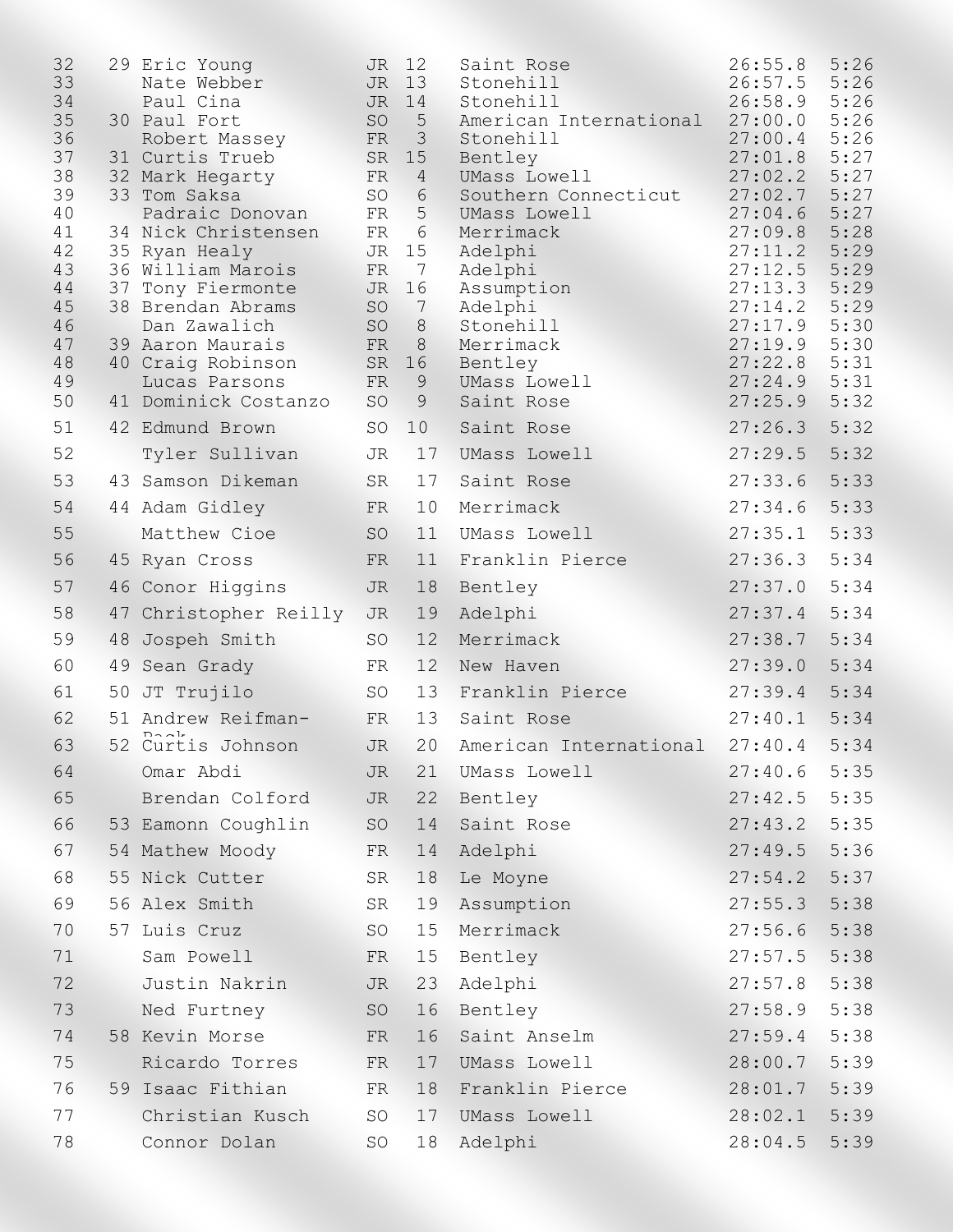| | | | | | | | |
|---|---|---|---|---|---|---|---|
| 32 | 29 | Eric Young | JR | 12 | Saint Rose | 26:55.8 | 5:26 |
| 33 | | Nate Webber | JR | 13 | Stonehill | 26:57.5 | 5:26 |
| 34 | | Paul Cina | JR | 14 | Stonehill | 26:58.9 | 5:26 |
| 35 | 30 | Paul Fort | SO | 5 | American International | 27:00.0 | 5:26 |
| 36 | | Robert Massey | FR | 3 | Stonehill | 27:00.4 | 5:26 |
| 37 | 31 | Curtis Trueb | SR | 15 | Bentley | 27:01.8 | 5:27 |
| 38 | 32 | Mark Hegarty | FR | 4 | UMass Lowell | 27:02.2 | 5:27 |
| 39 | 33 | Tom Saksa | SO | 6 | Southern Connecticut | 27:02.7 | 5:27 |
| 40 | | Padraic Donovan | FR | 5 | UMass Lowell | 27:04.6 | 5:27 |
| 41 | 34 | Nick Christensen | FR | 6 | Merrimack | 27:09.8 | 5:28 |
| 42 | 35 | Ryan Healy | JR | 15 | Adelphi | 27:11.2 | 5:29 |
| 43 | 36 | William Marois | FR | 7 | Adelphi | 27:12.5 | 5:29 |
| 44 | 37 | Tony Fiermonte | JR | 16 | Assumption | 27:13.3 | 5:29 |
| 45 | 38 | Brendan Abrams | SO | 7 | Adelphi | 27:14.2 | 5:29 |
| 46 | | Dan Zawalich | SO | 8 | Stonehill | 27:17.9 | 5:30 |
| 47 | 39 | Aaron Maurais | FR | 8 | Merrimack | 27:19.9 | 5:30 |
| 48 | 40 | Craig Robinson | SR | 16 | Bentley | 27:22.8 | 5:31 |
| 49 | | Lucas Parsons | FR | 9 | UMass Lowell | 27:24.9 | 5:31 |
| 50 | 41 | Dominick Costanzo | SO | 9 | Saint Rose | 27:25.9 | 5:32 |
| 51 | 42 | Edmund Brown | SO | 10 | Saint Rose | 27:26.3 | 5:32 |
| 52 | | Tyler Sullivan | JR | 17 | UMass Lowell | 27:29.5 | 5:32 |
| 53 | 43 | Samson Dikeman | SR | 17 | Saint Rose | 27:33.6 | 5:33 |
| 54 | 44 | Adam Gidley | FR | 10 | Merrimack | 27:34.6 | 5:33 |
| 55 | | Matthew Cioe | SO | 11 | UMass Lowell | 27:35.1 | 5:33 |
| 56 | 45 | Ryan Cross | FR | 11 | Franklin Pierce | 27:36.3 | 5:34 |
| 57 | 46 | Conor Higgins | JR | 18 | Bentley | 27:37.0 | 5:34 |
| 58 | 47 | Christopher Reilly | JR | 19 | Adelphi | 27:37.4 | 5:34 |
| 59 | 48 | Jospeph Smith | SO | 12 | Merrimack | 27:38.7 | 5:34 |
| 60 | 49 | Sean Grady | FR | 12 | New Haven | 27:39.0 | 5:34 |
| 61 | 50 | JT Trujilo | SO | 13 | Franklin Pierce | 27:39.4 | 5:34 |
| 62 | 51 | Andrew Reifman-Back | FR | 13 | Saint Rose | 27:40.1 | 5:34 |
| 63 | 52 | Curtis Johnson | JR | 20 | American International | 27:40.4 | 5:34 |
| 64 | | Omar Abdi | JR | 21 | UMass Lowell | 27:40.6 | 5:35 |
| 65 | | Brendan Colford | JR | 22 | Bentley | 27:42.5 | 5:35 |
| 66 | 53 | Eamonn Coughlin | SO | 14 | Saint Rose | 27:43.2 | 5:35 |
| 67 | 54 | Mathew Moody | FR | 14 | Adelphi | 27:49.5 | 5:36 |
| 68 | 55 | Nick Cutter | SR | 18 | Le Moyne | 27:54.2 | 5:37 |
| 69 | 56 | Alex Smith | SR | 19 | Assumption | 27:55.3 | 5:38 |
| 70 | 57 | Luis Cruz | SO | 15 | Merrimack | 27:56.6 | 5:38 |
| 71 | | Sam Powell | FR | 15 | Bentley | 27:57.5 | 5:38 |
| 72 | | Justin Nakrin | JR | 23 | Adelphi | 27:57.8 | 5:38 |
| 73 | | Ned Furtney | SO | 16 | Bentley | 27:58.9 | 5:38 |
| 74 | 58 | Kevin Morse | FR | 16 | Saint Anselm | 27:59.4 | 5:38 |
| 75 | | Ricardo Torres | FR | 17 | UMass Lowell | 28:00.7 | 5:39 |
| 76 | 59 | Isaac Fithian | FR | 18 | Franklin Pierce | 28:01.7 | 5:39 |
| 77 | | Christian Kusch | SO | 17 | UMass Lowell | 28:02.1 | 5:39 |
| 78 | | Connor Dolan | SO | 18 | Adelphi | 28:04.5 | 5:39 |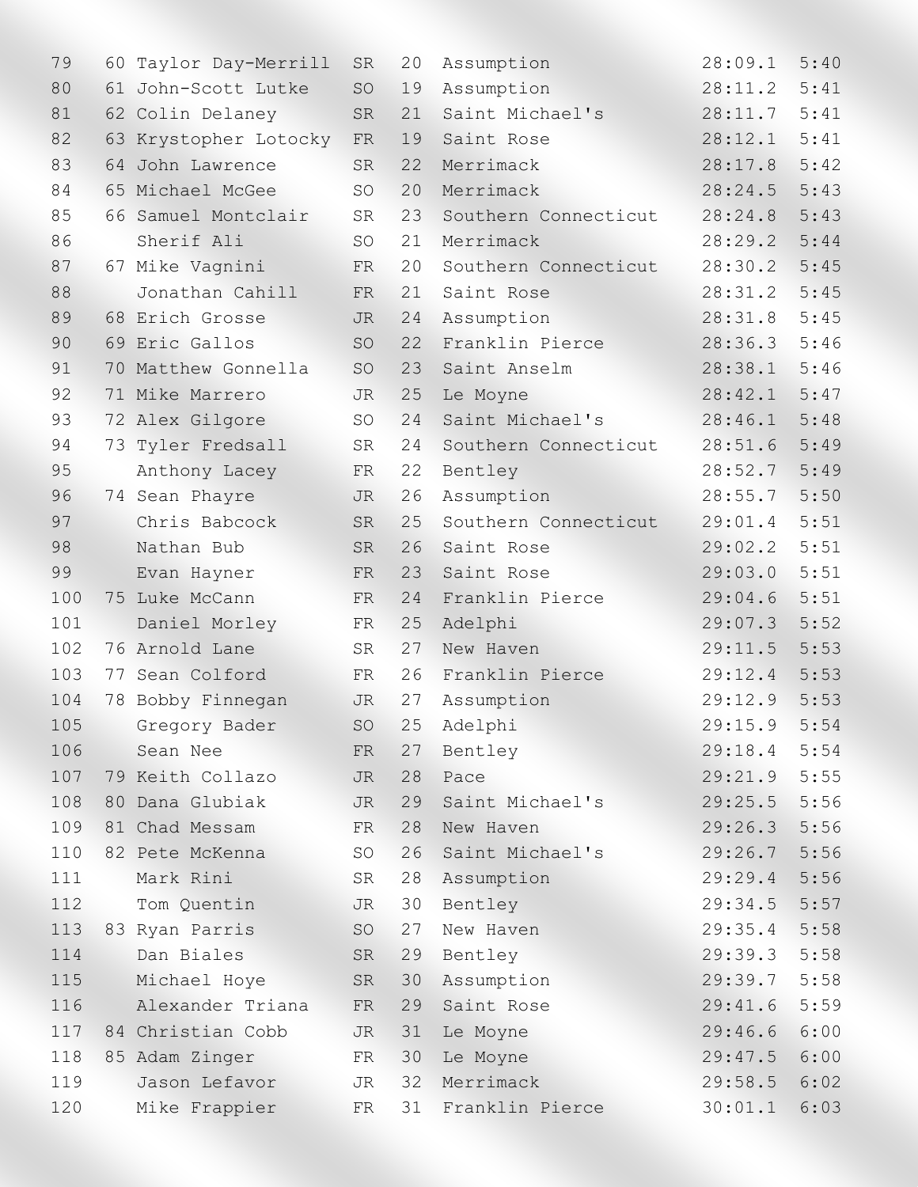| | | | | | | | |
|---|---|---|---|---|---|---|---|
| 79 | 60 | Taylor Day-Merrill | SR | 20 | Assumption | 28:09.1 | 5:40 |
| 80 | 61 | John-Scott Lutke | SO | 19 | Assumption | 28:11.2 | 5:41 |
| 81 | 62 | Colin Delaney | SR | 21 | Saint Michael's | 28:11.7 | 5:41 |
| 82 | 63 | Krystopher Lotocky | FR | 19 | Saint Rose | 28:12.1 | 5:41 |
| 83 | 64 | John Lawrence | SR | 22 | Merrimack | 28:17.8 | 5:42 |
| 84 | 65 | Michael McGee | SO | 20 | Merrimack | 28:24.5 | 5:43 |
| 85 | 66 | Samuel Montclair | SR | 23 | Southern Connecticut | 28:24.8 | 5:43 |
| 86 | | Sherif Ali | SO | 21 | Merrimack | 28:29.2 | 5:44 |
| 87 | 67 | Mike Vagnini | FR | 20 | Southern Connecticut | 28:30.2 | 5:45 |
| 88 | | Jonathan Cahill | FR | 21 | Saint Rose | 28:31.2 | 5:45 |
| 89 | 68 | Erich Grosse | JR | 24 | Assumption | 28:31.8 | 5:45 |
| 90 | 69 | Eric Gallos | SO | 22 | Franklin Pierce | 28:36.3 | 5:46 |
| 91 | 70 | Matthew Gonnella | SO | 23 | Saint Anselm | 28:38.1 | 5:46 |
| 92 | 71 | Mike Marrero | JR | 25 | Le Moyne | 28:42.1 | 5:47 |
| 93 | 72 | Alex Gilgore | SO | 24 | Saint Michael's | 28:46.1 | 5:48 |
| 94 | 73 | Tyler Fredsall | SR | 24 | Southern Connecticut | 28:51.6 | 5:49 |
| 95 | | Anthony Lacey | FR | 22 | Bentley | 28:52.7 | 5:49 |
| 96 | 74 | Sean Phayre | JR | 26 | Assumption | 28:55.7 | 5:50 |
| 97 | | Chris Babcock | SR | 25 | Southern Connecticut | 29:01.4 | 5:51 |
| 98 | | Nathan Bub | SR | 26 | Saint Rose | 29:02.2 | 5:51 |
| 99 | | Evan Hayner | FR | 23 | Saint Rose | 29:03.0 | 5:51 |
| 100 | 75 | Luke McCann | FR | 24 | Franklin Pierce | 29:04.6 | 5:51 |
| 101 | | Daniel Morley | FR | 25 | Adelphi | 29:07.3 | 5:52 |
| 102 | 76 | Arnold Lane | SR | 27 | New Haven | 29:11.5 | 5:53 |
| 103 | 77 | Sean Colford | FR | 26 | Franklin Pierce | 29:12.4 | 5:53 |
| 104 | 78 | Bobby Finnegan | JR | 27 | Assumption | 29:12.9 | 5:53 |
| 105 | | Gregory Bader | SO | 25 | Adelphi | 29:15.9 | 5:54 |
| 106 | | Sean Nee | FR | 27 | Bentley | 29:18.4 | 5:54 |
| 107 | 79 | Keith Collazo | JR | 28 | Pace | 29:21.9 | 5:55 |
| 108 | 80 | Dana Glubiak | JR | 29 | Saint Michael's | 29:25.5 | 5:56 |
| 109 | 81 | Chad Messam | FR | 28 | New Haven | 29:26.3 | 5:56 |
| 110 | 82 | Pete McKenna | SO | 26 | Saint Michael's | 29:26.7 | 5:56 |
| 111 | | Mark Rini | SR | 28 | Assumption | 29:29.4 | 5:56 |
| 112 | | Tom Quentin | JR | 30 | Bentley | 29:34.5 | 5:57 |
| 113 | 83 | Ryan Parris | SO | 27 | New Haven | 29:35.4 | 5:58 |
| 114 | | Dan Biales | SR | 29 | Bentley | 29:39.3 | 5:58 |
| 115 | | Michael Hoye | SR | 30 | Assumption | 29:39.7 | 5:58 |
| 116 | | Alexander Triana | FR | 29 | Saint Rose | 29:41.6 | 5:59 |
| 117 | 84 | Christian Cobb | JR | 31 | Le Moyne | 29:46.6 | 6:00 |
| 118 | 85 | Adam Zinger | FR | 30 | Le Moyne | 29:47.5 | 6:00 |
| 119 | | Jason Lefavor | JR | 32 | Merrimack | 29:58.5 | 6:02 |
| 120 | | Mike Frappier | FR | 31 | Franklin Pierce | 30:01.1 | 6:03 |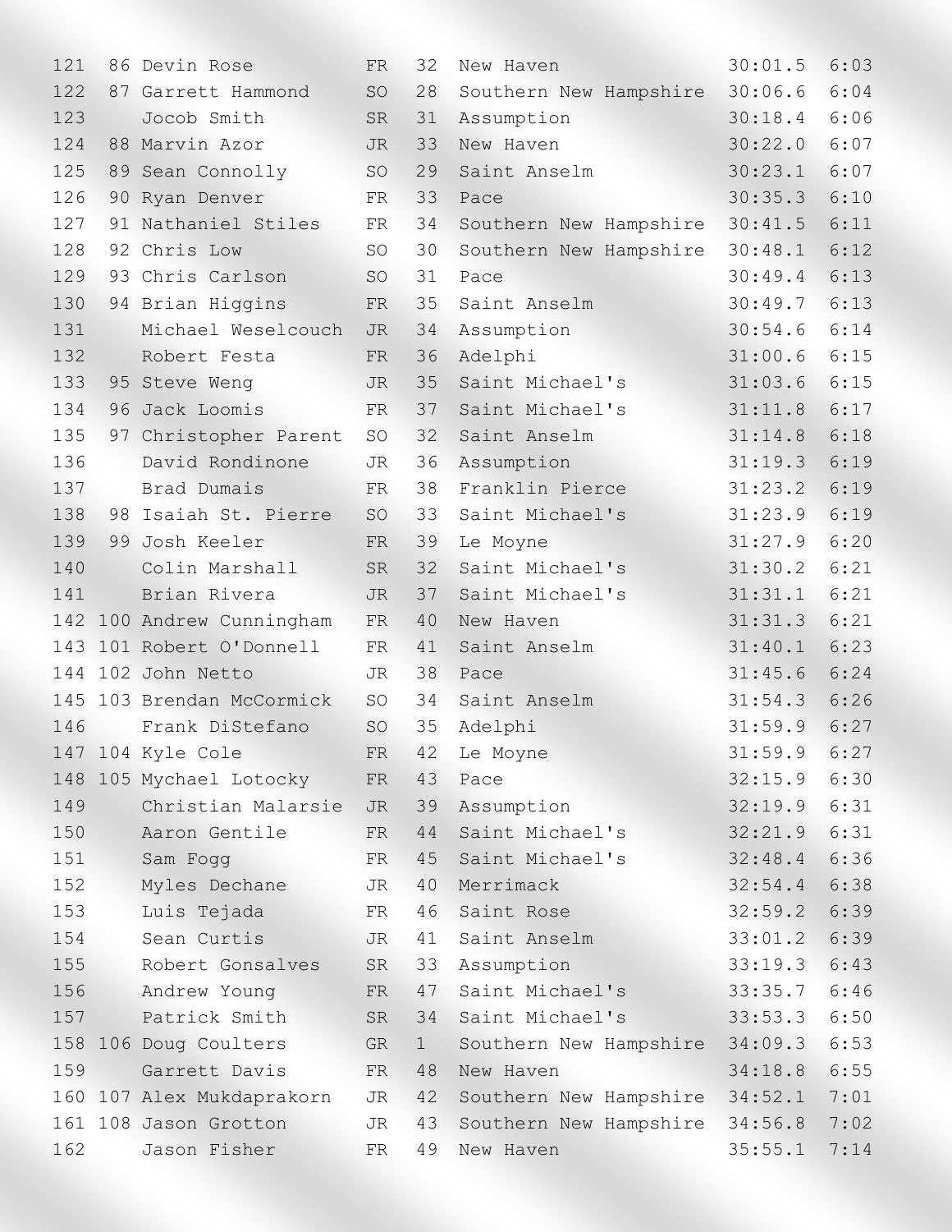| Place | Team Place | Name | Year | Bib | School | Time | Pace |
|---|---|---|---|---|---|---|---|
| 121 | 86 | Devin Rose | FR | 32 | New Haven | 30:01.5 | 6:03 |
| 122 | 87 | Garrett Hammond | SO | 28 | Southern New Hampshire | 30:06.6 | 6:04 |
| 123 | | Jocob Smith | SR | 31 | Assumption | 30:18.4 | 6:06 |
| 124 | 88 | Marvin Azor | JR | 33 | New Haven | 30:22.0 | 6:07 |
| 125 | 89 | Sean Connolly | SO | 29 | Saint Anselm | 30:23.1 | 6:07 |
| 126 | 90 | Ryan Denver | FR | 33 | Pace | 30:35.3 | 6:10 |
| 127 | 91 | Nathaniel Stiles | FR | 34 | Southern New Hampshire | 30:41.5 | 6:11 |
| 128 | 92 | Chris Low | SO | 30 | Southern New Hampshire | 30:48.1 | 6:12 |
| 129 | 93 | Chris Carlson | SO | 31 | Pace | 30:49.4 | 6:13 |
| 130 | 94 | Brian Higgins | FR | 35 | Saint Anselm | 30:49.7 | 6:13 |
| 131 | | Michael Weselcouch | JR | 34 | Assumption | 30:54.6 | 6:14 |
| 132 | | Robert Festa | FR | 36 | Adelphi | 31:00.6 | 6:15 |
| 133 | 95 | Steve Weng | JR | 35 | Saint Michael's | 31:03.6 | 6:15 |
| 134 | 96 | Jack Loomis | FR | 37 | Saint Michael's | 31:11.8 | 6:17 |
| 135 | 97 | Christopher Parent | SO | 32 | Saint Anselm | 31:14.8 | 6:18 |
| 136 | | David Rondinone | JR | 36 | Assumption | 31:19.3 | 6:19 |
| 137 | | Brad Dumais | FR | 38 | Franklin Pierce | 31:23.2 | 6:19 |
| 138 | 98 | Isaiah St. Pierre | SO | 33 | Saint Michael's | 31:23.9 | 6:19 |
| 139 | 99 | Josh Keeler | FR | 39 | Le Moyne | 31:27.9 | 6:20 |
| 140 | | Colin Marshall | SR | 32 | Saint Michael's | 31:30.2 | 6:21 |
| 141 | | Brian Rivera | JR | 37 | Saint Michael's | 31:31.1 | 6:21 |
| 142 | 100 | Andrew Cunningham | FR | 40 | New Haven | 31:31.3 | 6:21 |
| 143 | 101 | Robert O'Donnell | FR | 41 | Saint Anselm | 31:40.1 | 6:23 |
| 144 | 102 | John Netto | JR | 38 | Pace | 31:45.6 | 6:24 |
| 145 | 103 | Brendan McCormick | SO | 34 | Saint Anselm | 31:54.3 | 6:26 |
| 146 | | Frank DiStefano | SO | 35 | Adelphi | 31:59.9 | 6:27 |
| 147 | 104 | Kyle Cole | FR | 42 | Le Moyne | 31:59.9 | 6:27 |
| 148 | 105 | Mychael Lotocky | FR | 43 | Pace | 32:15.9 | 6:30 |
| 149 | | Christian Malarsie | JR | 39 | Assumption | 32:19.9 | 6:31 |
| 150 | | Aaron Gentile | FR | 44 | Saint Michael's | 32:21.9 | 6:31 |
| 151 | | Sam Fogg | FR | 45 | Saint Michael's | 32:48.4 | 6:36 |
| 152 | | Myles Dechane | JR | 40 | Merrimack | 32:54.4 | 6:38 |
| 153 | | Luis Tejada | FR | 46 | Saint Rose | 32:59.2 | 6:39 |
| 154 | | Sean Curtis | JR | 41 | Saint Anselm | 33:01.2 | 6:39 |
| 155 | | Robert Gonsalves | SR | 33 | Assumption | 33:19.3 | 6:43 |
| 156 | | Andrew Young | FR | 47 | Saint Michael's | 33:35.7 | 6:46 |
| 157 | | Patrick Smith | SR | 34 | Saint Michael's | 33:53.3 | 6:50 |
| 158 | 106 | Doug Coulters | GR | 1 | Southern New Hampshire | 34:09.3 | 6:53 |
| 159 | | Garrett Davis | FR | 48 | New Haven | 34:18.8 | 6:55 |
| 160 | 107 | Alex Mukdaprakorn | JR | 42 | Southern New Hampshire | 34:52.1 | 7:01 |
| 161 | 108 | Jason Grotton | JR | 43 | Southern New Hampshire | 34:56.8 | 7:02 |
| 162 | | Jason Fisher | FR | 49 | New Haven | 35:55.1 | 7:14 |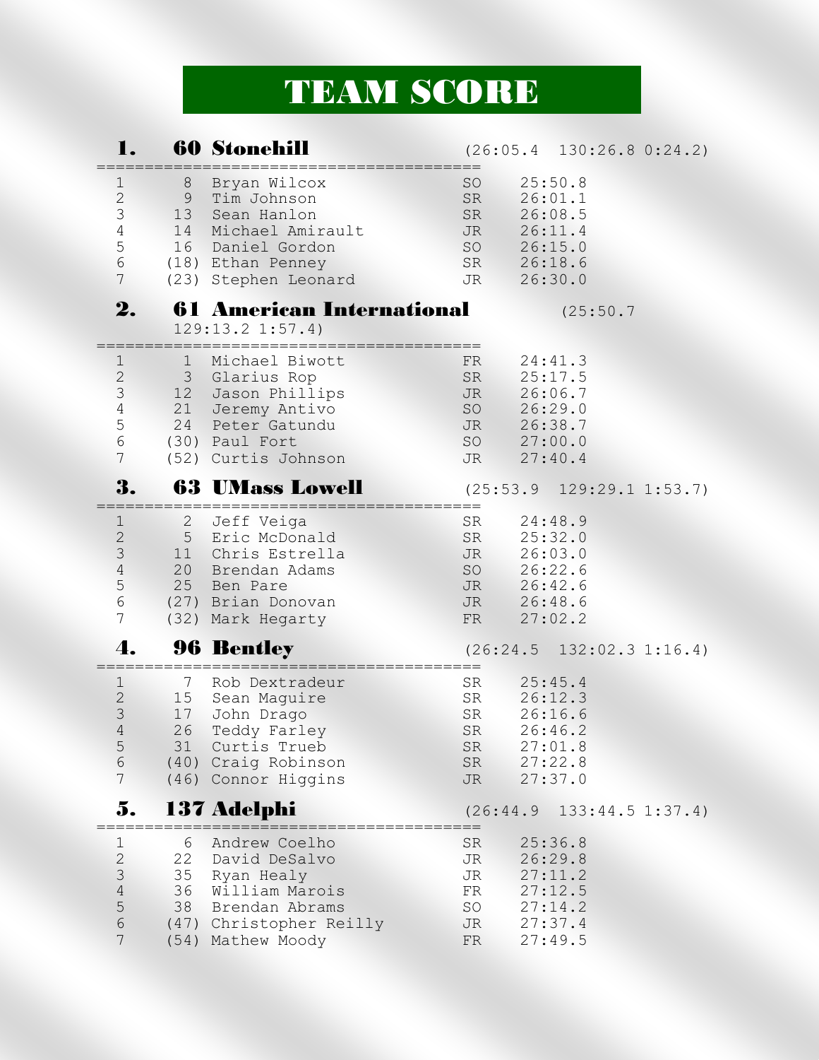# TEAM SCORE

## 1. 60 Stonehill (26:05.4 130:26.8 0:24.2)

| | Place | Name | Year | Time |
|---|---|---|---|---|
| 1 | 8 | Bryan Wilcox | SO | 25:50.8 |
| 2 | 9 | Tim Johnson | SR | 26:01.1 |
| 3 | 13 | Sean Hanlon | SR | 26:08.5 |
| 4 | 14 | Michael Amirault | JR | 26:11.4 |
| 5 | 16 | Daniel Gordon | SO | 26:15.0 |
| 6 | (18) | Ethan Penney | SR | 26:18.6 |
| 7 | (23) | Stephen Leonard | JR | 26:30.0 |

## 2. 61 American International (25:50.7 129:13.2 1:57.4)

| | Place | Name | Year | Time |
|---|---|---|---|---|
| 1 | 1 | Michael Biwott | FR | 24:41.3 |
| 2 | 3 | Glarius Rop | SR | 25:17.5 |
| 3 | 12 | Jason Phillips | JR | 26:06.7 |
| 4 | 21 | Jeremy Antivo | SO | 26:29.0 |
| 5 | 24 | Peter Gatundu | JR | 26:38.7 |
| 6 | (30) | Paul Fort | SO | 27:00.0 |
| 7 | (52) | Curtis Johnson | JR | 27:40.4 |

## 3. 63 UMass Lowell (25:53.9 129:29.1 1:53.7)

| | Place | Name | Year | Time |
|---|---|---|---|---|
| 1 | 2 | Jeff Veiga | SR | 24:48.9 |
| 2 | 5 | Eric McDonald | SR | 25:32.0 |
| 3 | 11 | Chris Estrella | JR | 26:03.0 |
| 4 | 20 | Brendan Adams | SO | 26:22.6 |
| 5 | 25 | Ben Pare | JR | 26:42.6 |
| 6 | (27) | Brian Donovan | JR | 26:48.6 |
| 7 | (32) | Mark Hegarty | FR | 27:02.2 |

## 4. 96 Bentley (26:24.5 132:02.3 1:16.4)

| | Place | Name | Year | Time |
|---|---|---|---|---|
| 1 | 7 | Rob Dextradeur | SR | 25:45.4 |
| 2 | 15 | Sean Maguire | SR | 26:12.3 |
| 3 | 17 | John Drago | SR | 26:16.6 |
| 4 | 26 | Teddy Farley | SR | 26:46.2 |
| 5 | 31 | Curtis Trueb | SR | 27:01.8 |
| 6 | (40) | Craig Robinson | SR | 27:22.8 |
| 7 | (46) | Connor Higgins | JR | 27:37.0 |

## 5. 137 Adelphi (26:44.9 133:44.5 1:37.4)

| | Place | Name | Year | Time |
|---|---|---|---|---|
| 1 | 6 | Andrew Coelho | SR | 25:36.8 |
| 2 | 22 | David DeSalvo | JR | 26:29.8 |
| 3 | 35 | Ryan Healy | JR | 27:11.2 |
| 4 | 36 | William Marois | FR | 27:12.5 |
| 5 | 38 | Brendan Abrams | SO | 27:14.2 |
| 6 | (47) | Christopher Reilly | JR | 27:37.4 |
| 7 | (54) | Mathew Moody | FR | 27:49.5 |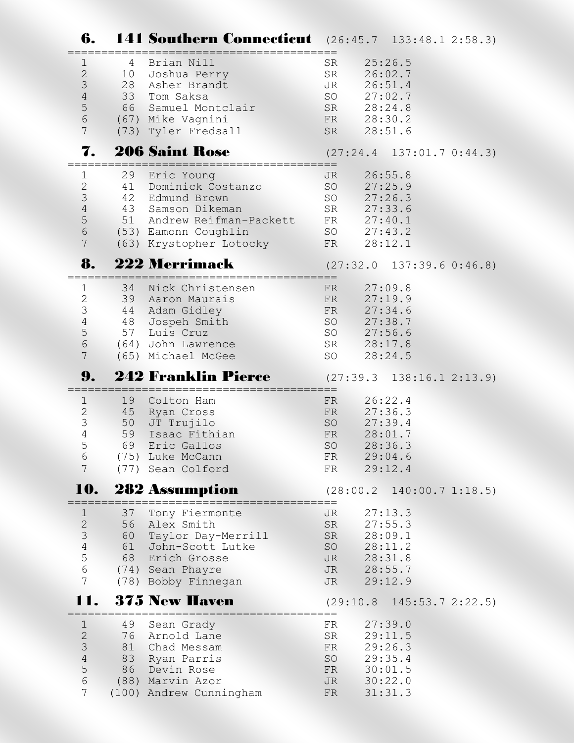## 6. 141 Southern Connecticut (26:45.7 133:48.1 2:58.3)

| | Place | Name | Year | Time |
|---|---|---|---|---|
| 1 | 4 | Brian Nill | SR | 25:26.5 |
| 2 | 10 | Joshua Perry | SR | 26:02.7 |
| 3 | 28 | Asher Brandt | JR | 26:51.4 |
| 4 | 33 | Tom Saksa | SO | 27:02.7 |
| 5 | 66 | Samuel Montclair | SR | 28:24.8 |
| 6 | (67) | Mike Vagnini | FR | 28:30.2 |
| 7 | (73) | Tyler Fredsall | SR | 28:51.6 |

## 7. 206 Saint Rose (27:24.4 137:01.7 0:44.3)

| | Place | Name | Year | Time |
|---|---|---|---|---|
| 1 | 29 | Eric Young | JR | 26:55.8 |
| 2 | 41 | Dominick Costanzo | SO | 27:25.9 |
| 3 | 42 | Edmund Brown | SO | 27:26.3 |
| 4 | 43 | Samson Dikeman | SR | 27:33.6 |
| 5 | 51 | Andrew Reifman-Packett | FR | 27:40.1 |
| 6 | (53) | Eamonn Coughlin | SO | 27:43.2 |
| 7 | (63) | Krystopher Lotocky | FR | 28:12.1 |

## 8. 222 Merrimack (27:32.0 137:39.6 0:46.8)

| | Place | Name | Year | Time |
|---|---|---|---|---|
| 1 | 34 | Nick Christensen | FR | 27:09.8 |
| 2 | 39 | Aaron Maurais | FR | 27:19.9 |
| 3 | 44 | Adam Gidley | FR | 27:34.6 |
| 4 | 48 | Jospeh Smith | SO | 27:38.7 |
| 5 | 57 | Luis Cruz | SO | 27:56.6 |
| 6 | (64) | John Lawrence | SR | 28:17.8 |
| 7 | (65) | Michael McGee | SO | 28:24.5 |

## 9. 242 Franklin Pierce (27:39.3 138:16.1 2:13.9)

| | Place | Name | Year | Time |
|---|---|---|---|---|
| 1 | 19 | Colton Ham | FR | 26:22.4 |
| 2 | 45 | Ryan Cross | FR | 27:36.3 |
| 3 | 50 | JT Trujilo | SO | 27:39.4 |
| 4 | 59 | Isaac Fithian | FR | 28:01.7 |
| 5 | 69 | Eric Gallos | SO | 28:36.3 |
| 6 | (75) | Luke McCann | FR | 29:04.6 |
| 7 | (77) | Sean Colford | FR | 29:12.4 |

## 10. 282 Assumption (28:00.2 140:00.7 1:18.5)

| | Place | Name | Year | Time |
|---|---|---|---|---|
| 1 | 37 | Tony Fiermonte | JR | 27:13.3 |
| 2 | 56 | Alex Smith | SR | 27:55.3 |
| 3 | 60 | Taylor Day-Merrill | SR | 28:09.1 |
| 4 | 61 | John-Scott Lutke | SO | 28:11.2 |
| 5 | 68 | Erich Grosse | JR | 28:31.8 |
| 6 | (74) | Sean Phayre | JR | 28:55.7 |
| 7 | (78) | Bobby Finnegan | JR | 29:12.9 |

## 11. 375 New Haven (29:10.8 145:53.7 2:22.5)

| | Place | Name | Year | Time |
|---|---|---|---|---|
| 1 | 49 | Sean Grady | FR | 27:39.0 |
| 2 | 76 | Arnold Lane | SR | 29:11.5 |
| 3 | 81 | Chad Messam | FR | 29:26.3 |
| 4 | 83 | Ryan Parris | SO | 29:35.4 |
| 5 | 86 | Devin Rose | FR | 30:01.5 |
| 6 | (88) | Marvin Azor | JR | 30:22.0 |
| 7 | (100) | Andrew Cunningham | FR | 31:31.3 |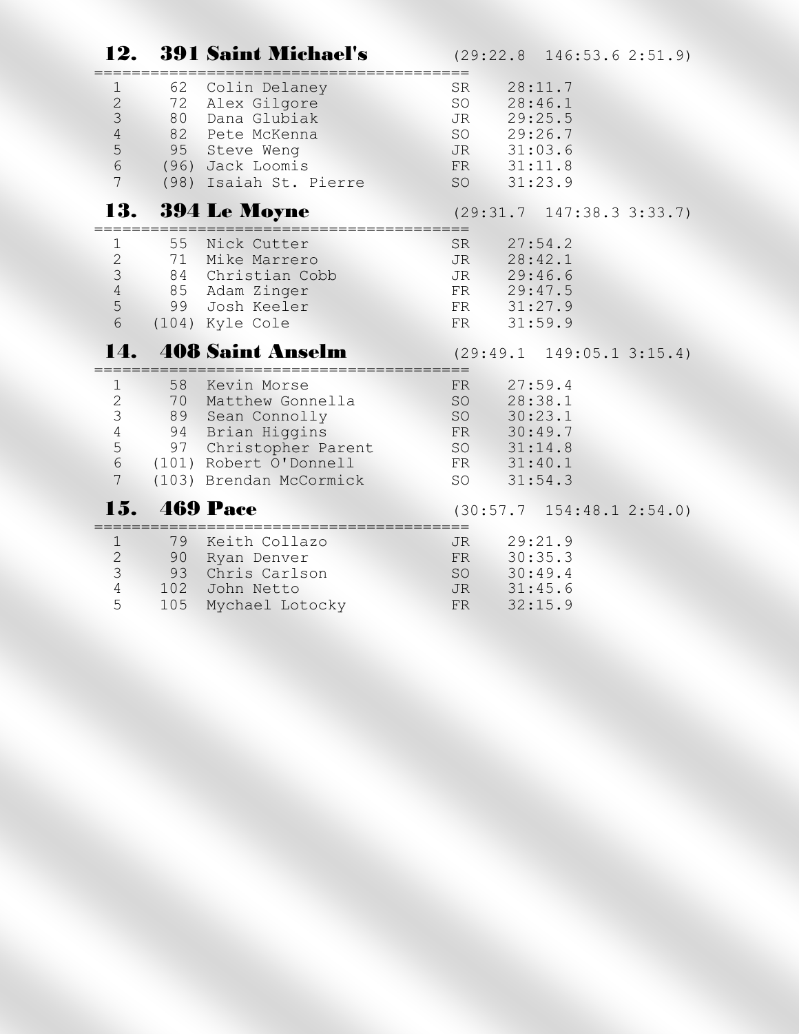## 12. 391 Saint Michael's

(29:22.8 146:53.6 2:51.9)

| | | | | |
|---|---|---|---|---|
| 1 | 62 | Colin Delaney | SR | 28:11.7 |
| 2 | 72 | Alex Gilgore | SO | 28:46.1 |
| 3 | 80 | Dana Glubiak | JR | 29:25.5 |
| 4 | 82 | Pete McKenna | SO | 29:26.7 |
| 5 | 95 | Steve Weng | JR | 31:03.6 |
| 6 | (96) | Jack Loomis | FR | 31:11.8 |
| 7 | (98) | Isaiah St. Pierre | SO | 31:23.9 |

## 13. 394 Le Moyne

(29:31.7 147:38.3 3:33.7)

| | | | | |
|---|---|---|---|---|
| 1 | 55 | Nick Cutter | SR | 27:54.2 |
| 2 | 71 | Mike Marrero | JR | 28:42.1 |
| 3 | 84 | Christian Cobb | JR | 29:46.6 |
| 4 | 85 | Adam Zinger | FR | 29:47.5 |
| 5 | 99 | Josh Keeler | FR | 31:27.9 |
| 6 | (104) | Kyle Cole | FR | 31:59.9 |

## 14. 408 Saint Anselm

(29:49.1 149:05.1 3:15.4)

| | | | | |
|---|---|---|---|---|
| 1 | 58 | Kevin Morse | FR | 27:59.4 |
| 2 | 70 | Matthew Gonnella | SO | 28:38.1 |
| 3 | 89 | Sean Connolly | SO | 30:23.1 |
| 4 | 94 | Brian Higgins | FR | 30:49.7 |
| 5 | 97 | Christopher Parent | SO | 31:14.8 |
| 6 | (101) | Robert O'Donnell | FR | 31:40.1 |
| 7 | (103) | Brendan McCormick | SO | 31:54.3 |

## 15. 469 Pace

(30:57.7 154:48.1 2:54.0)

| | | | | |
|---|---|---|---|---|
| 1 | 79 | Keith Collazo | JR | 29:21.9 |
| 2 | 90 | Ryan Denver | FR | 30:35.3 |
| 3 | 93 | Chris Carlson | SO | 30:49.4 |
| 4 | 102 | John Netto | JR | 31:45.6 |
| 5 | 105 | Mychael Lotocky | FR | 32:15.9 |